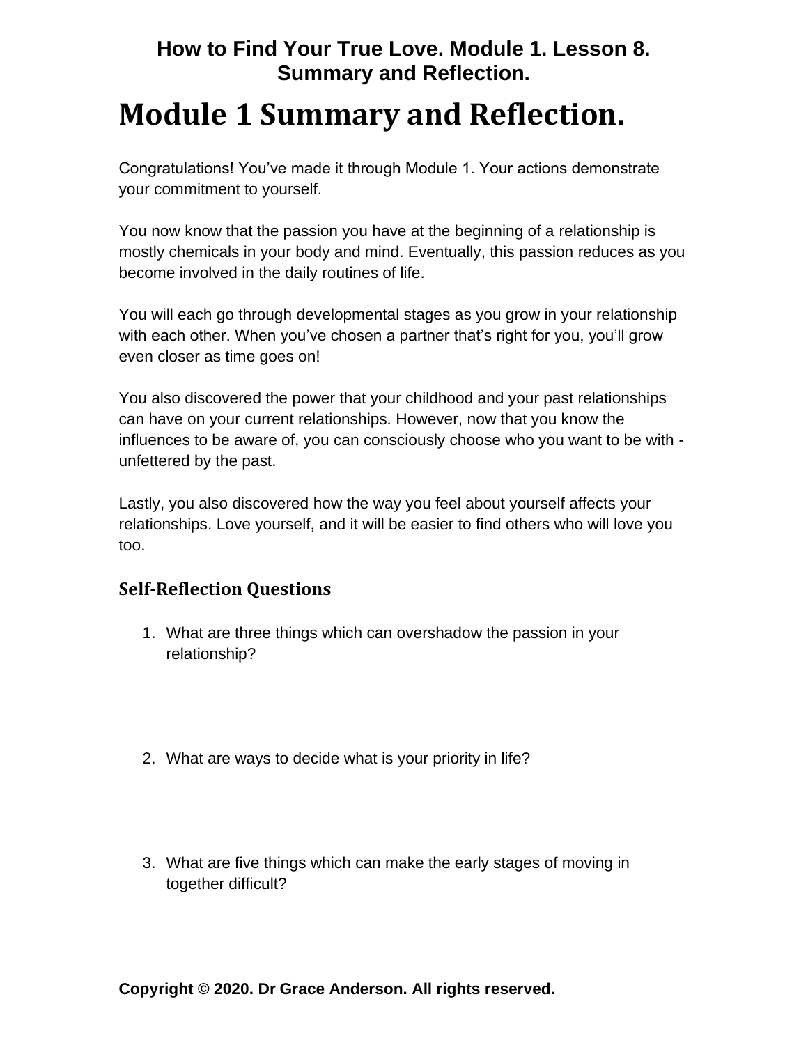# How to Find Your True Love. Module 1. Lesson 8. Summary and Reflection.

# Module 1 Summary and Reflection.

Congratulations! You've made it through Module 1. Your actions demonstrate your commitment to yourself.

You now know that the passion you have at the beginning of a relationship is mostly chemicals in your body and mind. Eventually, this passion reduces as you become involved in the daily routines of life.

You will each go through developmental stages as you grow in your relationship with each other. When you've chosen a partner that's right for you, you'll grow even closer as time goes on!

You also discovered the power that your childhood and your past relationships can have on your current relationships. However, now that you know the influences to be aware of, you can consciously choose who you want to be with - unfettered by the past.

Lastly, you also discovered how the way you feel about yourself affects your relationships. Love yourself, and it will be easier to find others who will love you too.

## Self-Reflection Questions

1. What are three things which can overshadow the passion in your relationship?

2. What are ways to decide what is your priority in life?

3. What are five things which can make the early stages of moving in together difficult?

**Copyright © 2020. Dr Grace Anderson. All rights reserved.**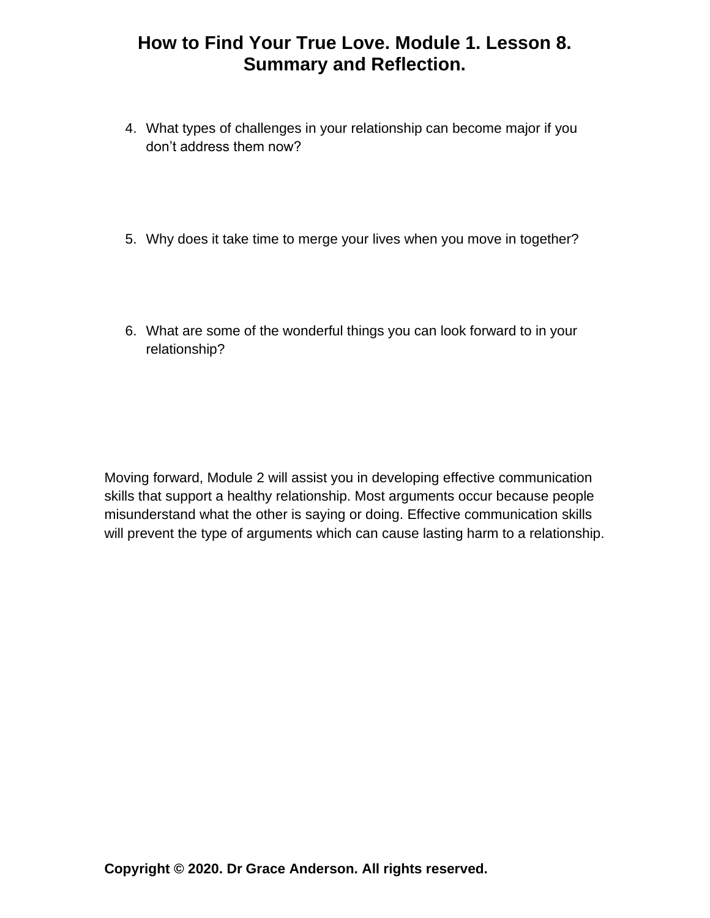# How to Find Your True Love. Module 1. Lesson 8. Summary and Reflection.

4. What types of challenges in your relationship can become major if you don't address them now?

5. Why does it take time to merge your lives when you move in together?

6. What are some of the wonderful things you can look forward to in your relationship?

Moving forward, Module 2 will assist you in developing effective communication skills that support a healthy relationship. Most arguments occur because people misunderstand what the other is saying or doing. Effective communication skills will prevent the type of arguments which can cause lasting harm to a relationship.

**Copyright © 2020. Dr Grace Anderson. All rights reserved.**